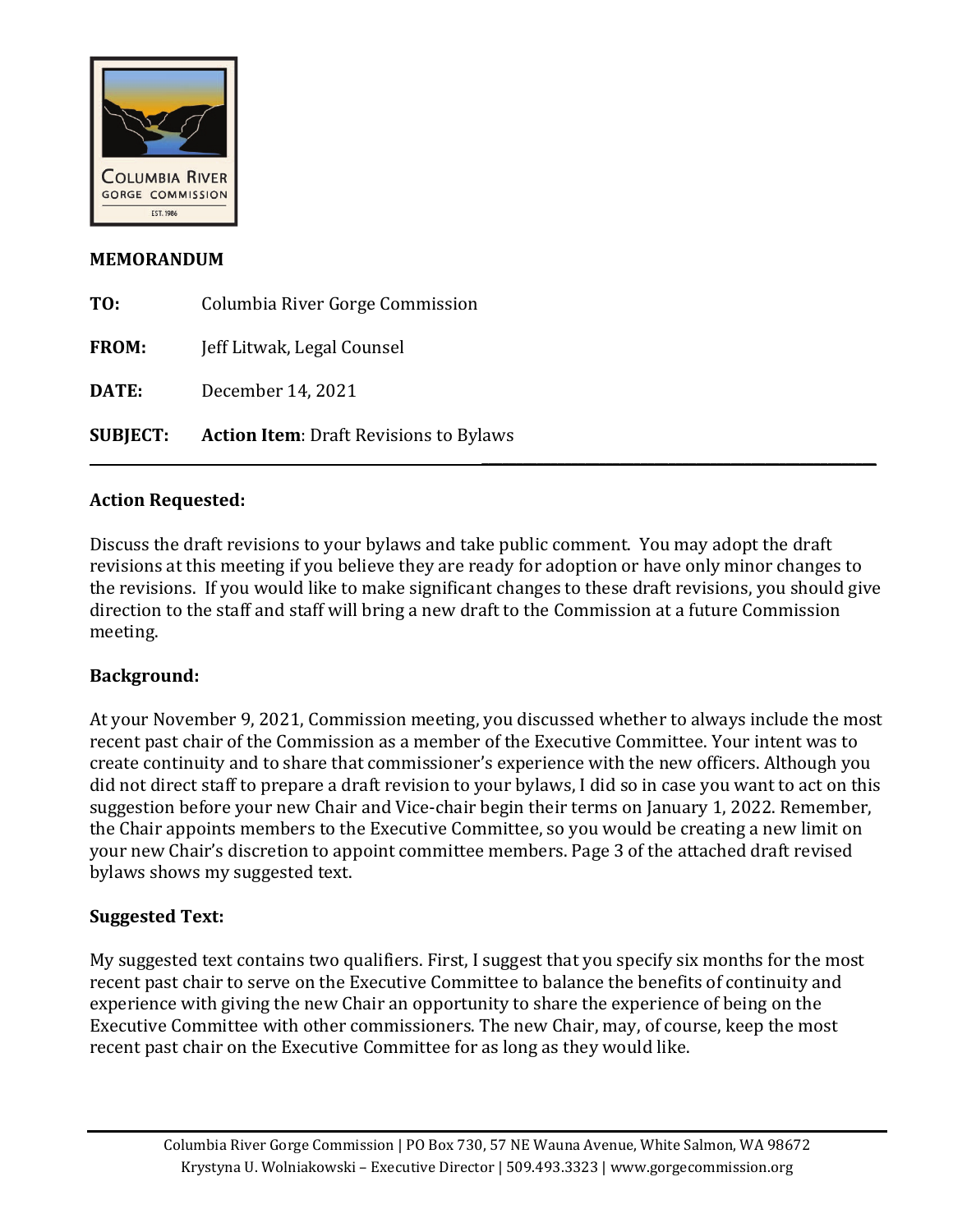# MEMORANDUM

**TO:** Columbia River Gorge Commission

**FROM:** Jeff Litwak, Legal Counsel

**DATE:** December 14, 2021

**SUBJECT:** **Action Item**: Draft Revisions to Bylaws

---

## Action Requested:

Discuss the draft revisions to your bylaws and take public comment. You may adopt the draft revisions at this meeting if you believe they are ready for adoption or have only minor changes to the revisions. If you would like to make significant changes to these draft revisions, you should give direction to the staff and staff will bring a new draft to the Commission at a future Commission meeting.

## Background:

At your November 9, 2021, Commission meeting, you discussed whether to always include the most recent past chair of the Commission as a member of the Executive Committee. Your intent was to create continuity and to share that commissioner's experience with the new officers. Although you did not direct staff to prepare a draft revision to your bylaws, I did so in case you want to act on this suggestion before your new Chair and Vice-chair begin their terms on January 1, 2022. Remember, the Chair appoints members to the Executive Committee, so you would be creating a new limit on your new Chair's discretion to appoint committee members. Page 3 of the attached draft revised bylaws shows my suggested text.

## Suggested Text:

My suggested text contains two qualifiers. First, I suggest that you specify six months for the most recent past chair to serve on the Executive Committee to balance the benefits of continuity and experience with giving the new Chair an opportunity to share the experience of being on the Executive Committee with other commissioners. The new Chair, may, of course, keep the most recent past chair on the Executive Committee for as long as they would like.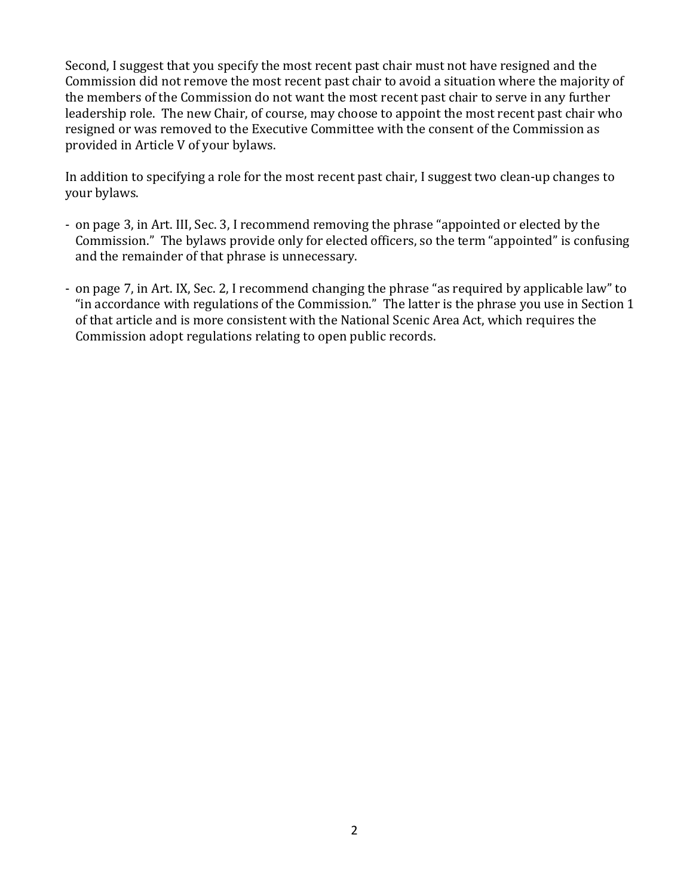Second, I suggest that you specify the most recent past chair must not have resigned and the Commission did not remove the most recent past chair to avoid a situation where the majority of the members of the Commission do not want the most recent past chair to serve in any further leadership role. The new Chair, of course, may choose to appoint the most recent past chair who resigned or was removed to the Executive Committee with the consent of the Commission as provided in Article V of your bylaws.

In addition to specifying a role for the most recent past chair, I suggest two clean-up changes to your bylaws.

- on page 3, in Art. III, Sec. 3, I recommend removing the phrase "appointed or elected by the Commission." The bylaws provide only for elected officers, so the term "appointed" is confusing and the remainder of that phrase is unnecessary.

- on page 7, in Art. IX, Sec. 2, I recommend changing the phrase "as required by applicable law" to "in accordance with regulations of the Commission." The latter is the phrase you use in Section 1 of that article and is more consistent with the National Scenic Area Act, which requires the Commission adopt regulations relating to open public records.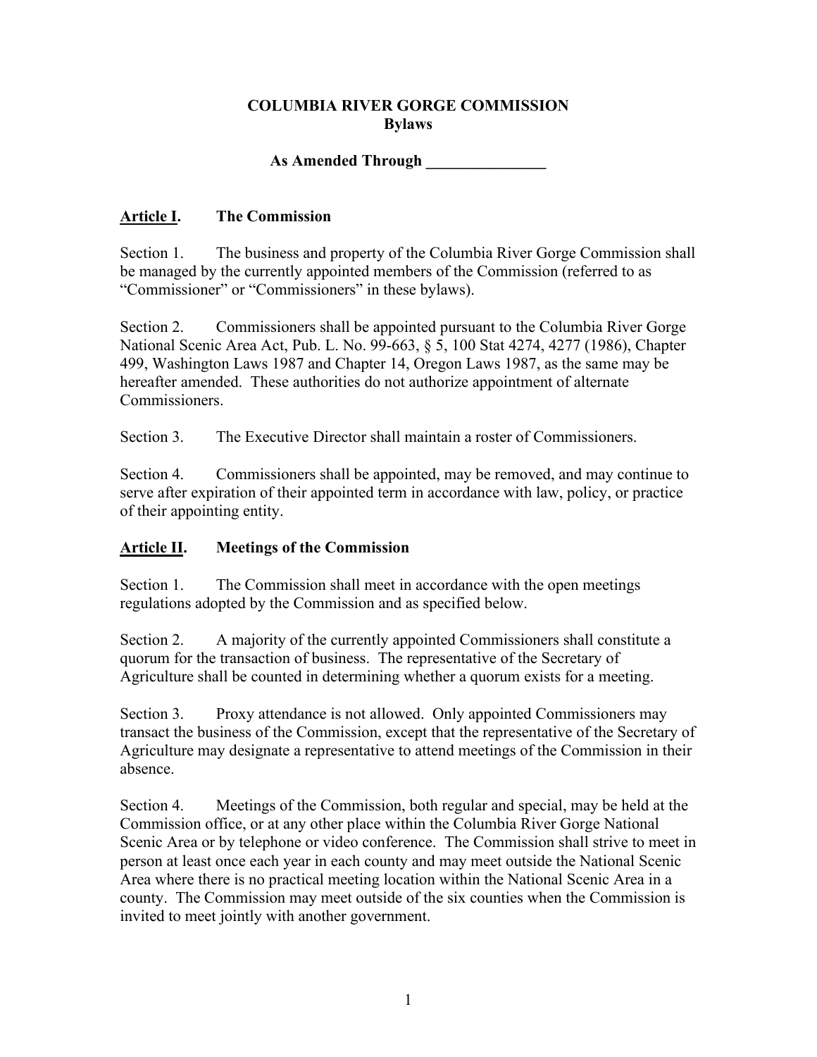# COLUMBIA RIVER GORGE COMMISSION
## Bylaws

**As Amended Through _______________**

## <u>Article I</u>. The Commission

Section 1. The business and property of the Columbia River Gorge Commission shall be managed by the currently appointed members of the Commission (referred to as "Commissioner" or "Commissioners" in these bylaws).

Section 2. Commissioners shall be appointed pursuant to the Columbia River Gorge National Scenic Area Act, Pub. L. No. 99-663, § 5, 100 Stat 4274, 4277 (1986), Chapter 499, Washington Laws 1987 and Chapter 14, Oregon Laws 1987, as the same may be hereafter amended. These authorities do not authorize appointment of alternate Commissioners.

Section 3. The Executive Director shall maintain a roster of Commissioners.

Section 4. Commissioners shall be appointed, may be removed, and may continue to serve after expiration of their appointed term in accordance with law, policy, or practice of their appointing entity.

## <u>Article II</u>. Meetings of the Commission

Section 1. The Commission shall meet in accordance with the open meetings regulations adopted by the Commission and as specified below.

Section 2. A majority of the currently appointed Commissioners shall constitute a quorum for the transaction of business. The representative of the Secretary of Agriculture shall be counted in determining whether a quorum exists for a meeting.

Section 3. Proxy attendance is not allowed. Only appointed Commissioners may transact the business of the Commission, except that the representative of the Secretary of Agriculture may designate a representative to attend meetings of the Commission in their absence.

Section 4. Meetings of the Commission, both regular and special, may be held at the Commission office, or at any other place within the Columbia River Gorge National Scenic Area or by telephone or video conference. The Commission shall strive to meet in person at least once each year in each county and may meet outside the National Scenic Area where there is no practical meeting location within the National Scenic Area in a county. The Commission may meet outside of the six counties when the Commission is invited to meet jointly with another government.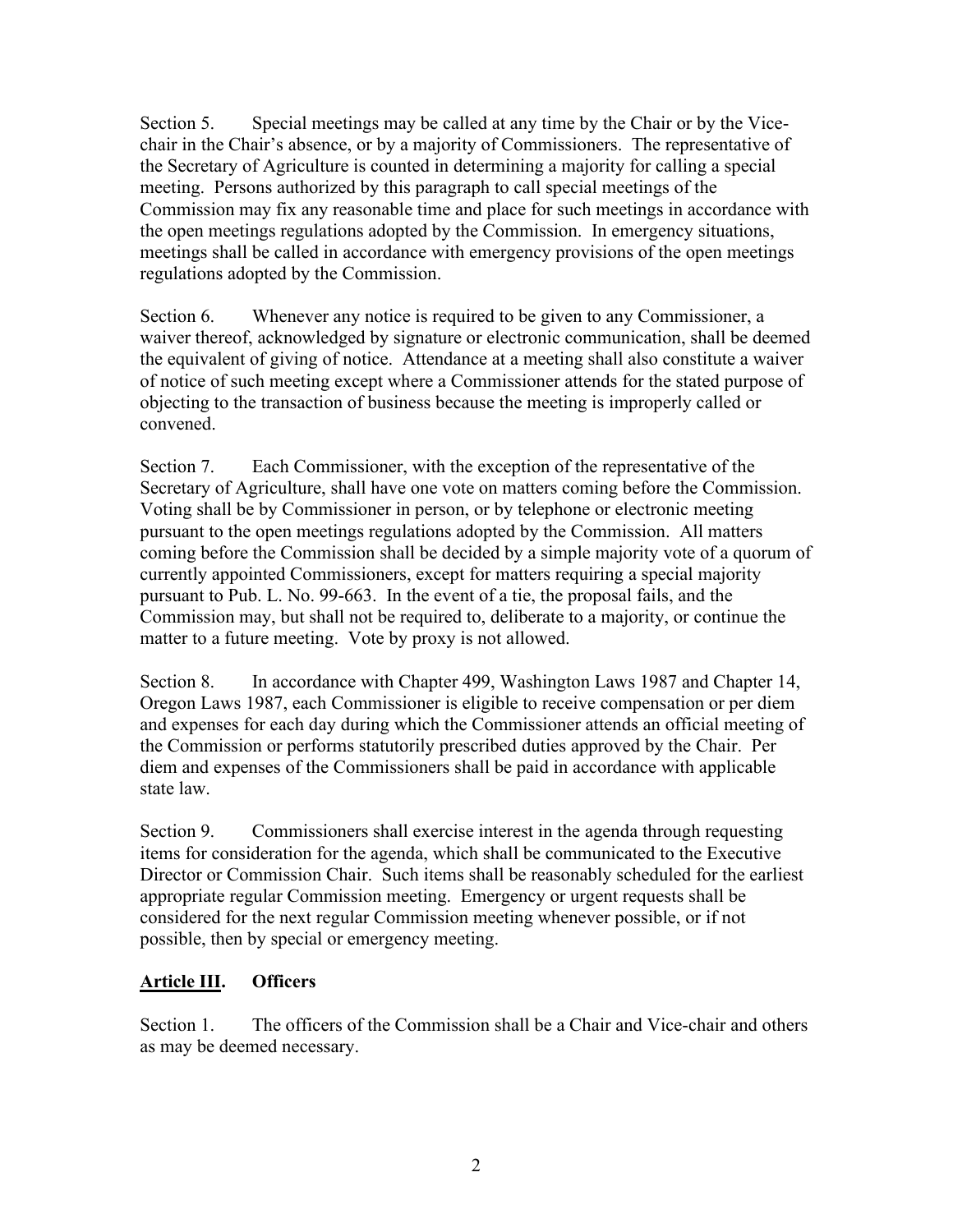Section 5. Special meetings may be called at any time by the Chair or by the Vice-chair in the Chair's absence, or by a majority of Commissioners. The representative of the Secretary of Agriculture is counted in determining a majority for calling a special meeting. Persons authorized by this paragraph to call special meetings of the Commission may fix any reasonable time and place for such meetings in accordance with the open meetings regulations adopted by the Commission. In emergency situations, meetings shall be called in accordance with emergency provisions of the open meetings regulations adopted by the Commission.

Section 6. Whenever any notice is required to be given to any Commissioner, a waiver thereof, acknowledged by signature or electronic communication, shall be deemed the equivalent of giving of notice. Attendance at a meeting shall also constitute a waiver of notice of such meeting except where a Commissioner attends for the stated purpose of objecting to the transaction of business because the meeting is improperly called or convened.

Section 7. Each Commissioner, with the exception of the representative of the Secretary of Agriculture, shall have one vote on matters coming before the Commission. Voting shall be by Commissioner in person, or by telephone or electronic meeting pursuant to the open meetings regulations adopted by the Commission. All matters coming before the Commission shall be decided by a simple majority vote of a quorum of currently appointed Commissioners, except for matters requiring a special majority pursuant to Pub. L. No. 99-663. In the event of a tie, the proposal fails, and the Commission may, but shall not be required to, deliberate to a majority, or continue the matter to a future meeting. Vote by proxy is not allowed.

Section 8. In accordance with Chapter 499, Washington Laws 1987 and Chapter 14, Oregon Laws 1987, each Commissioner is eligible to receive compensation or per diem and expenses for each day during which the Commissioner attends an official meeting of the Commission or performs statutorily prescribed duties approved by the Chair. Per diem and expenses of the Commissioners shall be paid in accordance with applicable state law.

Section 9. Commissioners shall exercise interest in the agenda through requesting items for consideration for the agenda, which shall be communicated to the Executive Director or Commission Chair. Such items shall be reasonably scheduled for the earliest appropriate regular Commission meeting. Emergency or urgent requests shall be considered for the next regular Commission meeting whenever possible, or if not possible, then by special or emergency meeting.

## Article III. Officers

Section 1. The officers of the Commission shall be a Chair and Vice-chair and others as may be deemed necessary.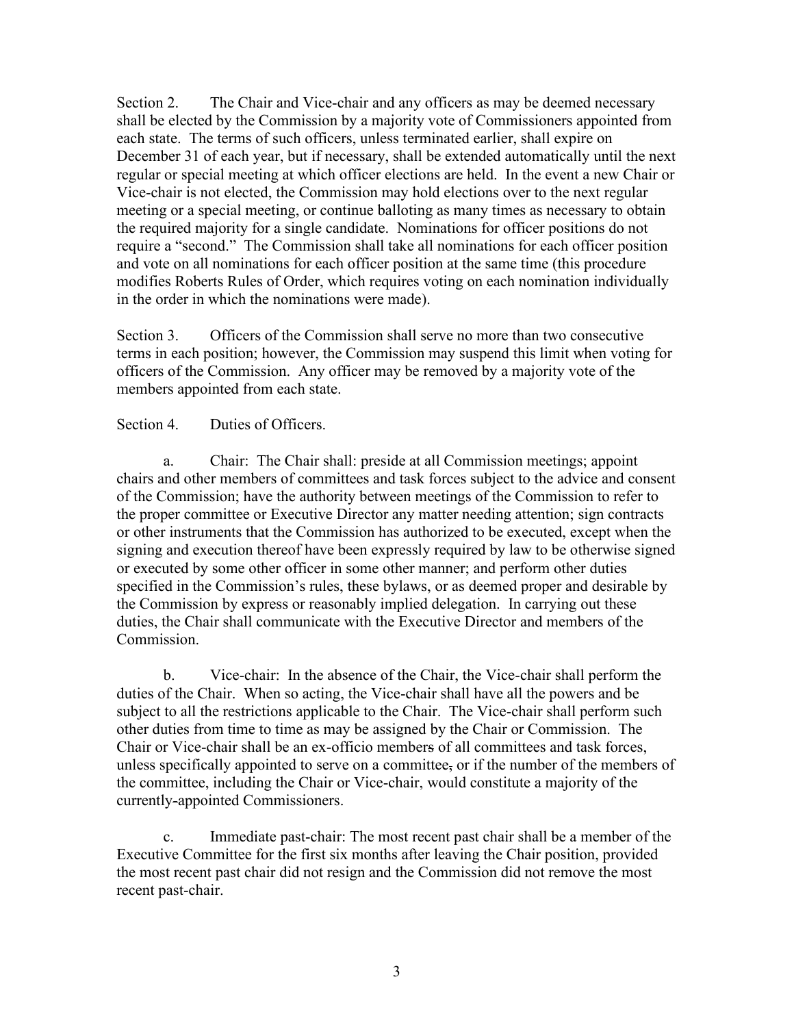Section 2. The Chair and Vice-chair and any officers as may be deemed necessary shall be elected by the Commission by a majority vote of Commissioners appointed from each state. The terms of such officers, unless terminated earlier, shall expire on December 31 of each year, but if necessary, shall be extended automatically until the next regular or special meeting at which officer elections are held. In the event a new Chair or Vice-chair is not elected, the Commission may hold elections over to the next regular meeting or a special meeting, or continue balloting as many times as necessary to obtain the required majority for a single candidate. Nominations for officer positions do not require a "second." The Commission shall take all nominations for each officer position and vote on all nominations for each officer position at the same time (this procedure modifies Roberts Rules of Order, which requires voting on each nomination individually in the order in which the nominations were made).

Section 3. Officers of the Commission shall serve no more than two consecutive terms in each position; however, the Commission may suspend this limit when voting for officers of the Commission. Any officer may be removed by a majority vote of the members appointed from each state.

Section 4. Duties of Officers.

a. Chair: The Chair shall: preside at all Commission meetings; appoint chairs and other members of committees and task forces subject to the advice and consent of the Commission; have the authority between meetings of the Commission to refer to the proper committee or Executive Director any matter needing attention; sign contracts or other instruments that the Commission has authorized to be executed, except when the signing and execution thereof have been expressly required by law to be otherwise signed or executed by some other officer in some other manner; and perform other duties specified in the Commission's rules, these bylaws, or as deemed proper and desirable by the Commission by express or reasonably implied delegation. In carrying out these duties, the Chair shall communicate with the Executive Director and members of the Commission.

b. Vice-chair: In the absence of the Chair, the Vice-chair shall perform the duties of the Chair. When so acting, the Vice-chair shall have all the powers and be subject to all the restrictions applicable to the Chair. The Vice-chair shall perform such other duties from time to time as may be assigned by the Chair or Commission. The Chair or Vice-chair shall be an ex-officio members of all committees and task forces, unless specifically appointed to serve on a committee, or if the number of the members of the committee, including the Chair or Vice-chair, would constitute a majority of the currently-appointed Commissioners.

c. Immediate past-chair: The most recent past chair shall be a member of the Executive Committee for the first six months after leaving the Chair position, provided the most recent past chair did not resign and the Commission did not remove the most recent past-chair.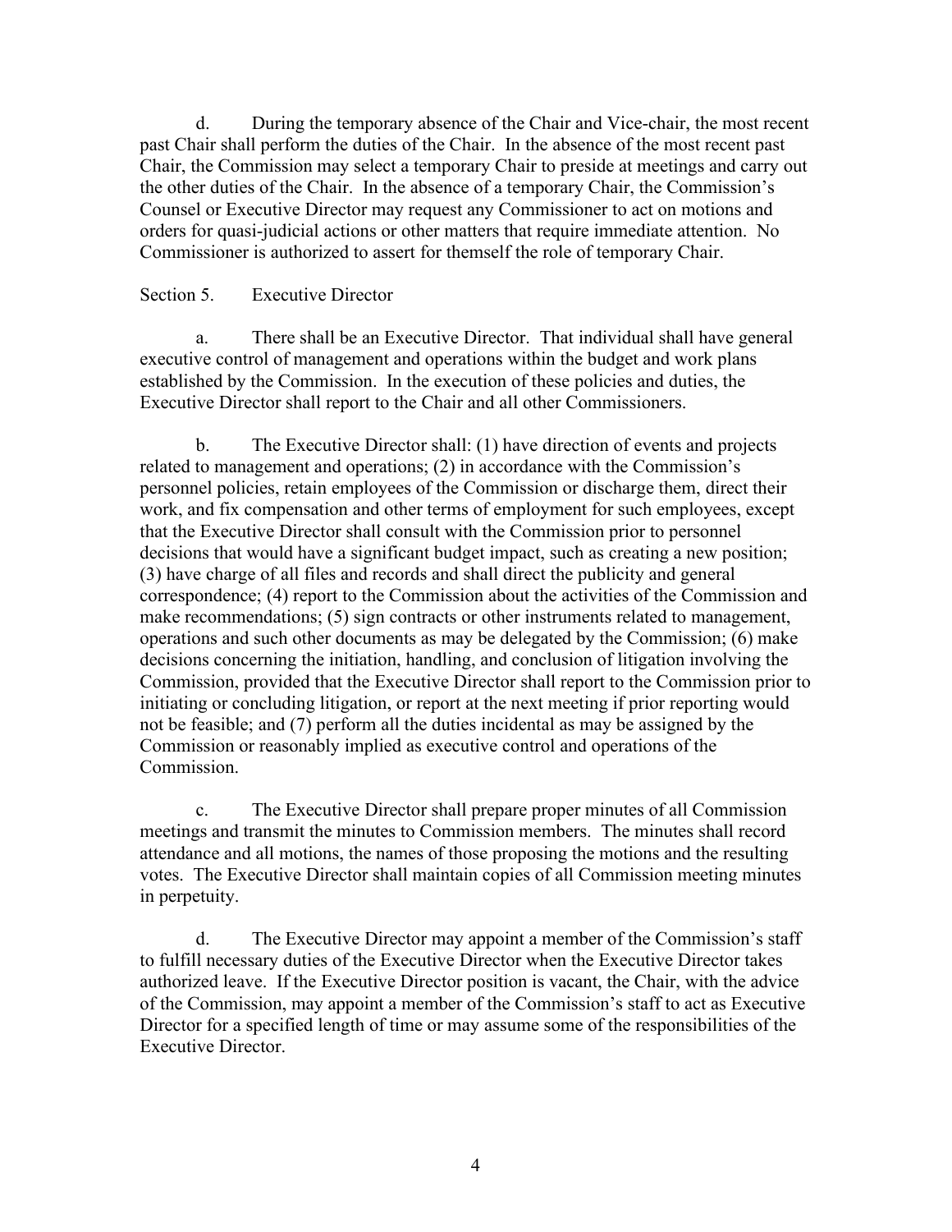d. During the temporary absence of the Chair and Vice-chair, the most recent past Chair shall perform the duties of the Chair. In the absence of the most recent past Chair, the Commission may select a temporary Chair to preside at meetings and carry out the other duties of the Chair. In the absence of a temporary Chair, the Commission's Counsel or Executive Director may request any Commissioner to act on motions and orders for quasi-judicial actions or other matters that require immediate attention. No Commissioner is authorized to assert for themself the role of temporary Chair.

## Section 5. Executive Director

a. There shall be an Executive Director. That individual shall have general executive control of management and operations within the budget and work plans established by the Commission. In the execution of these policies and duties, the Executive Director shall report to the Chair and all other Commissioners.

b. The Executive Director shall: (1) have direction of events and projects related to management and operations; (2) in accordance with the Commission's personnel policies, retain employees of the Commission or discharge them, direct their work, and fix compensation and other terms of employment for such employees, except that the Executive Director shall consult with the Commission prior to personnel decisions that would have a significant budget impact, such as creating a new position; (3) have charge of all files and records and shall direct the publicity and general correspondence; (4) report to the Commission about the activities of the Commission and make recommendations; (5) sign contracts or other instruments related to management, operations and such other documents as may be delegated by the Commission; (6) make decisions concerning the initiation, handling, and conclusion of litigation involving the Commission, provided that the Executive Director shall report to the Commission prior to initiating or concluding litigation, or report at the next meeting if prior reporting would not be feasible; and (7) perform all the duties incidental as may be assigned by the Commission or reasonably implied as executive control and operations of the Commission.

c. The Executive Director shall prepare proper minutes of all Commission meetings and transmit the minutes to Commission members. The minutes shall record attendance and all motions, the names of those proposing the motions and the resulting votes. The Executive Director shall maintain copies of all Commission meeting minutes in perpetuity.

d. The Executive Director may appoint a member of the Commission's staff to fulfill necessary duties of the Executive Director when the Executive Director takes authorized leave. If the Executive Director position is vacant, the Chair, with the advice of the Commission, may appoint a member of the Commission's staff to act as Executive Director for a specified length of time or may assume some of the responsibilities of the Executive Director.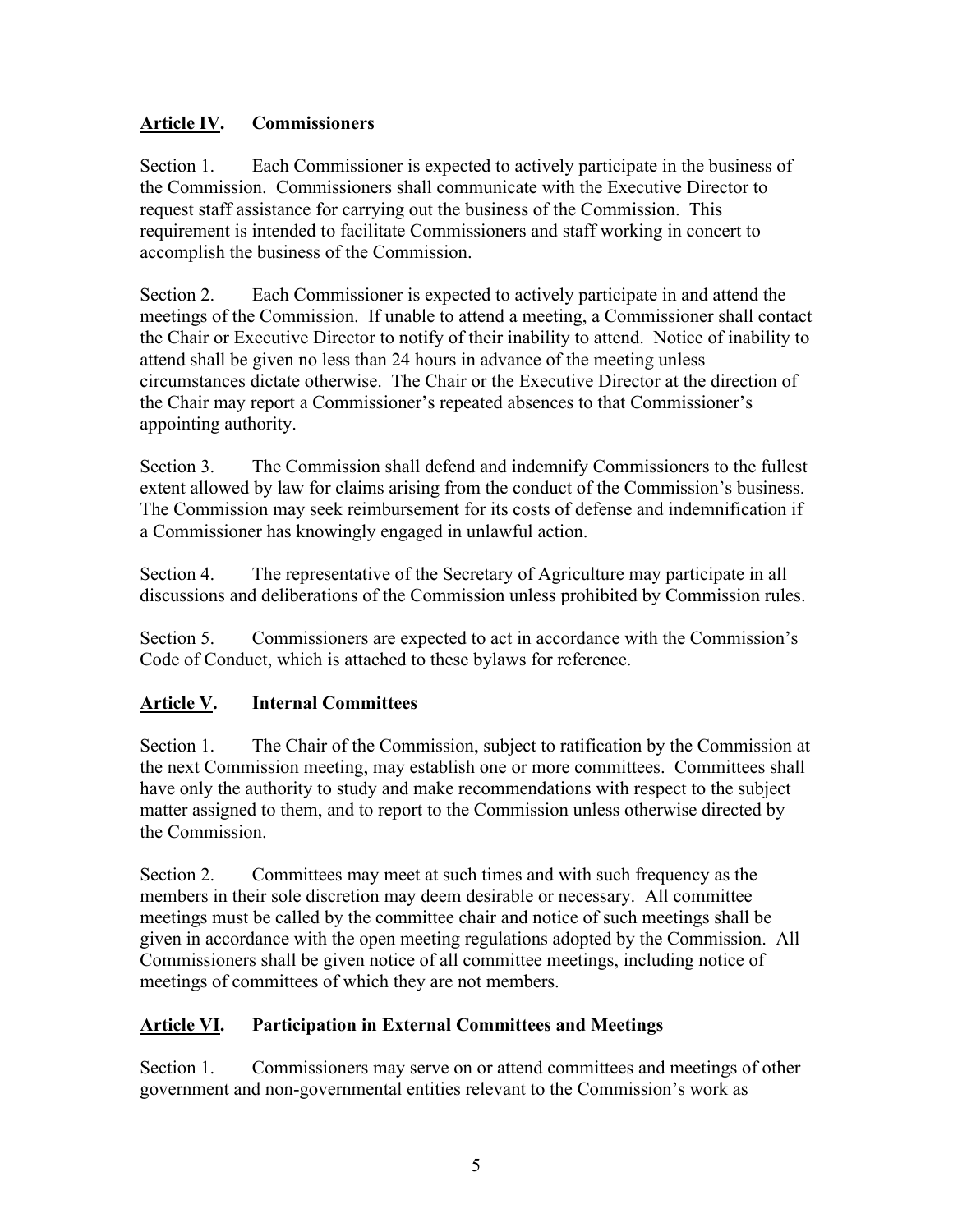## **<u>Article IV</u>. Commissioners**

Section 1. Each Commissioner is expected to actively participate in the business of the Commission. Commissioners shall communicate with the Executive Director to request staff assistance for carrying out the business of the Commission. This requirement is intended to facilitate Commissioners and staff working in concert to accomplish the business of the Commission.

Section 2. Each Commissioner is expected to actively participate in and attend the meetings of the Commission. If unable to attend a meeting, a Commissioner shall contact the Chair or Executive Director to notify of their inability to attend. Notice of inability to attend shall be given no less than 24 hours in advance of the meeting unless circumstances dictate otherwise. The Chair or the Executive Director at the direction of the Chair may report a Commissioner's repeated absences to that Commissioner's appointing authority.

Section 3. The Commission shall defend and indemnify Commissioners to the fullest extent allowed by law for claims arising from the conduct of the Commission's business. The Commission may seek reimbursement for its costs of defense and indemnification if a Commissioner has knowingly engaged in unlawful action.

Section 4. The representative of the Secretary of Agriculture may participate in all discussions and deliberations of the Commission unless prohibited by Commission rules.

Section 5. Commissioners are expected to act in accordance with the Commission's Code of Conduct, which is attached to these bylaws for reference.

## **<u>Article V</u>. Internal Committees**

Section 1. The Chair of the Commission, subject to ratification by the Commission at the next Commission meeting, may establish one or more committees. Committees shall have only the authority to study and make recommendations with respect to the subject matter assigned to them, and to report to the Commission unless otherwise directed by the Commission.

Section 2. Committees may meet at such times and with such frequency as the members in their sole discretion may deem desirable or necessary. All committee meetings must be called by the committee chair and notice of such meetings shall be given in accordance with the open meeting regulations adopted by the Commission. All Commissioners shall be given notice of all committee meetings, including notice of meetings of committees of which they are not members.

## **<u>Article VI</u>. Participation in External Committees and Meetings**

Section 1. Commissioners may serve on or attend committees and meetings of other government and non-governmental entities relevant to the Commission's work as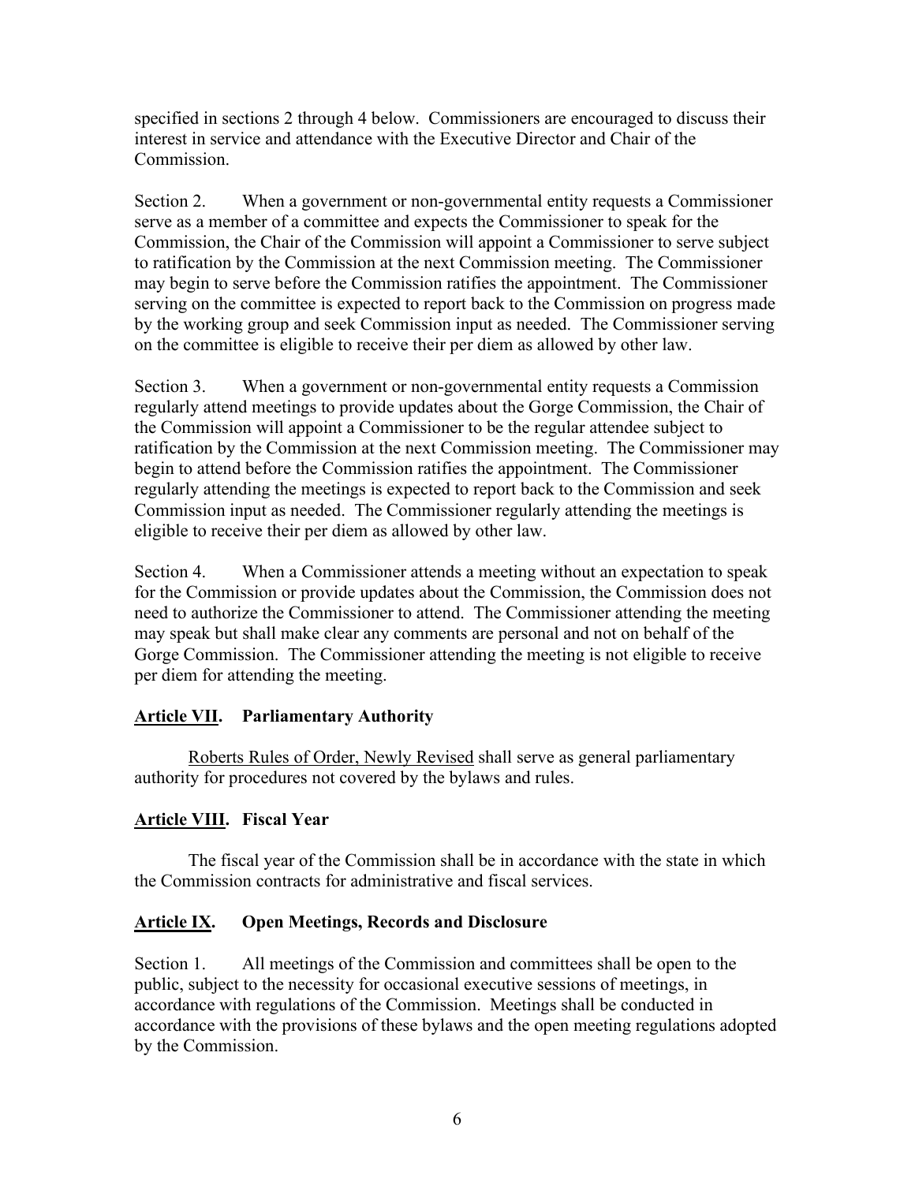specified in sections 2 through 4 below. Commissioners are encouraged to discuss their interest in service and attendance with the Executive Director and Chair of the Commission.

Section 2. When a government or non-governmental entity requests a Commissioner serve as a member of a committee and expects the Commissioner to speak for the Commission, the Chair of the Commission will appoint a Commissioner to serve subject to ratification by the Commission at the next Commission meeting. The Commissioner may begin to serve before the Commission ratifies the appointment. The Commissioner serving on the committee is expected to report back to the Commission on progress made by the working group and seek Commission input as needed. The Commissioner serving on the committee is eligible to receive their per diem as allowed by other law.

Section 3. When a government or non-governmental entity requests a Commission regularly attend meetings to provide updates about the Gorge Commission, the Chair of the Commission will appoint a Commissioner to be the regular attendee subject to ratification by the Commission at the next Commission meeting. The Commissioner may begin to attend before the Commission ratifies the appointment. The Commissioner regularly attending the meetings is expected to report back to the Commission and seek Commission input as needed. The Commissioner regularly attending the meetings is eligible to receive their per diem as allowed by other law.

Section 4. When a Commissioner attends a meeting without an expectation to speak for the Commission or provide updates about the Commission, the Commission does not need to authorize the Commissioner to attend. The Commissioner attending the meeting may speak but shall make clear any comments are personal and not on behalf of the Gorge Commission. The Commissioner attending the meeting is not eligible to receive per diem for attending the meeting.

## Article VII. Parliamentary Authority

Roberts Rules of Order, Newly Revised shall serve as general parliamentary authority for procedures not covered by the bylaws and rules.

## Article VIII. Fiscal Year

The fiscal year of the Commission shall be in accordance with the state in which the Commission contracts for administrative and fiscal services.

## Article IX. Open Meetings, Records and Disclosure

Section 1. All meetings of the Commission and committees shall be open to the public, subject to the necessity for occasional executive sessions of meetings, in accordance with regulations of the Commission. Meetings shall be conducted in accordance with the provisions of these bylaws and the open meeting regulations adopted by the Commission.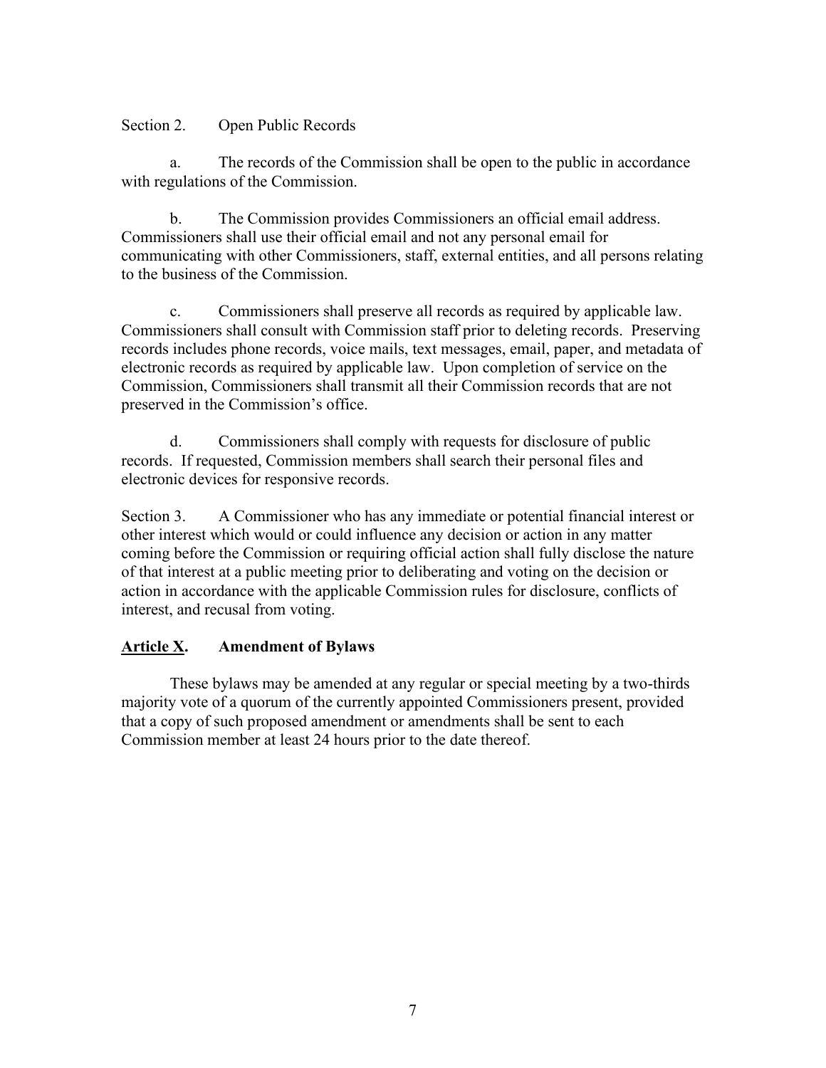Section 2. Open Public Records

a. The records of the Commission shall be open to the public in accordance with regulations of the Commission.

b. The Commission provides Commissioners an official email address. Commissioners shall use their official email and not any personal email for communicating with other Commissioners, staff, external entities, and all persons relating to the business of the Commission.

c. Commissioners shall preserve all records as required by applicable law. Commissioners shall consult with Commission staff prior to deleting records. Preserving records includes phone records, voice mails, text messages, email, paper, and metadata of electronic records as required by applicable law. Upon completion of service on the Commission, Commissioners shall transmit all their Commission records that are not preserved in the Commission's office.

d. Commissioners shall comply with requests for disclosure of public records. If requested, Commission members shall search their personal files and electronic devices for responsive records.

Section 3. A Commissioner who has any immediate or potential financial interest or other interest which would or could influence any decision or action in any matter coming before the Commission or requiring official action shall fully disclose the nature of that interest at a public meeting prior to deliberating and voting on the decision or action in accordance with the applicable Commission rules for disclosure, conflicts of interest, and recusal from voting.

## Article X. Amendment of Bylaws

These bylaws may be amended at any regular or special meeting by a two-thirds majority vote of a quorum of the currently appointed Commissioners present, provided that a copy of such proposed amendment or amendments shall be sent to each Commission member at least 24 hours prior to the date thereof.